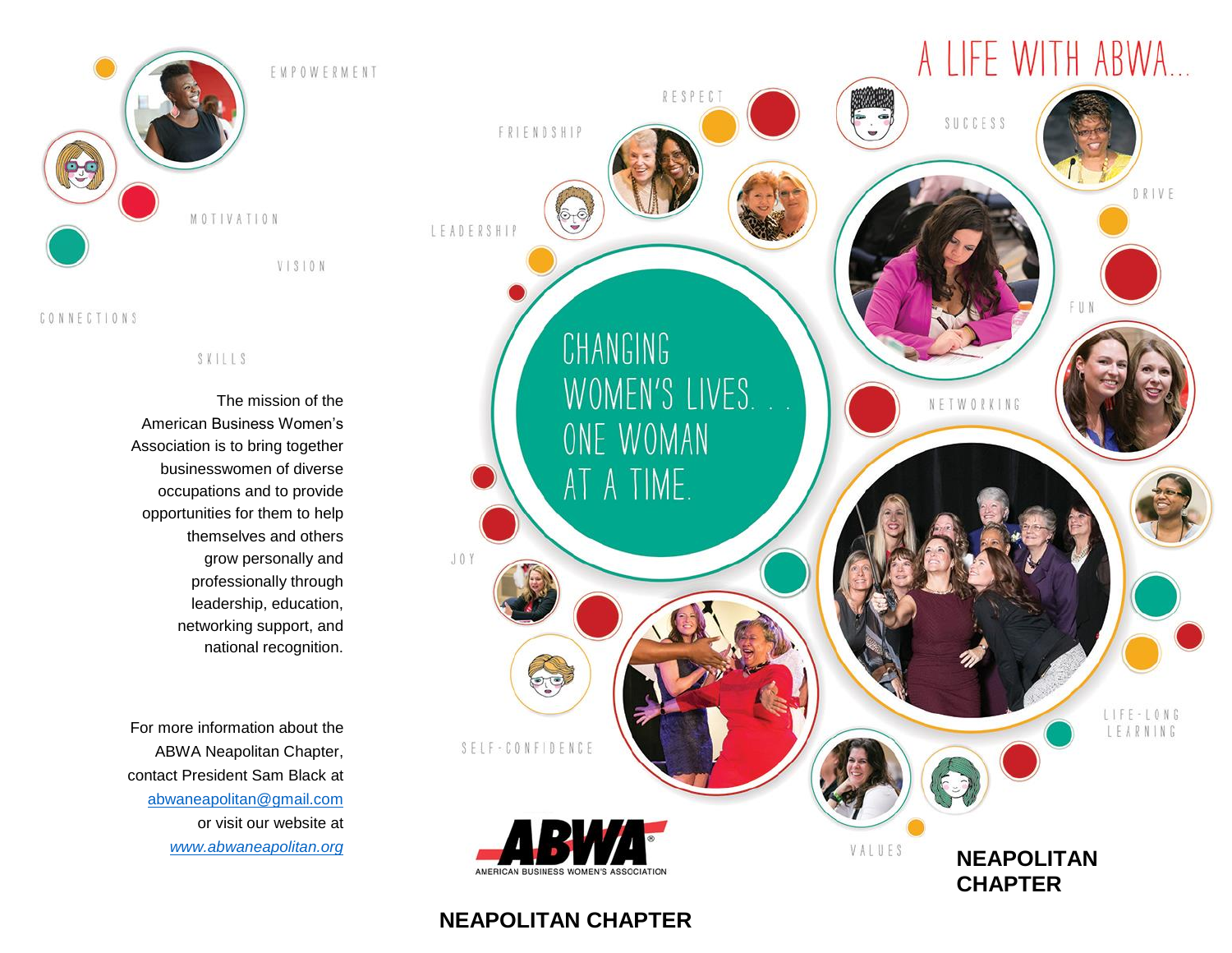EMPOWERMENT

MOTIVATION

VISION

CONNECTIONS

SKILLS

The mission of the American Business Women's Association is to bring together businesswomen of diverse occupations and to provide opportunities for them to help themselves and others grow personally and professionally through leadership, education, networking support, and national recognition.

For more information about the ABWA Neapolitan Chapter, contact President Sam Black at [abwaneapolitan@gmail.com](mailto:abwaneapolitan@gmail.com) or visit our website at *[www.abwaneapolitan.org](http://www.abwaneapolitan.org)*

# A LIFE WITH ABWA...

RESPECT

FRIENDSHIP

LEADERSHIP

SUCCESS

DRIVE

FUN

NETWORKING

## CHANGING WOMEN'S LIVES. . . ONE WOMAN AT A TIME.

JOY

SELF-CONFIDENCE

LIFE-LONG LEARNING

VALUES

ABWA®
AMERICAN BUSINESS WOMEN'S ASSOCIATION

**NEAPOLITAN CHAPTER**

**NEAPOLITAN CHAPTER**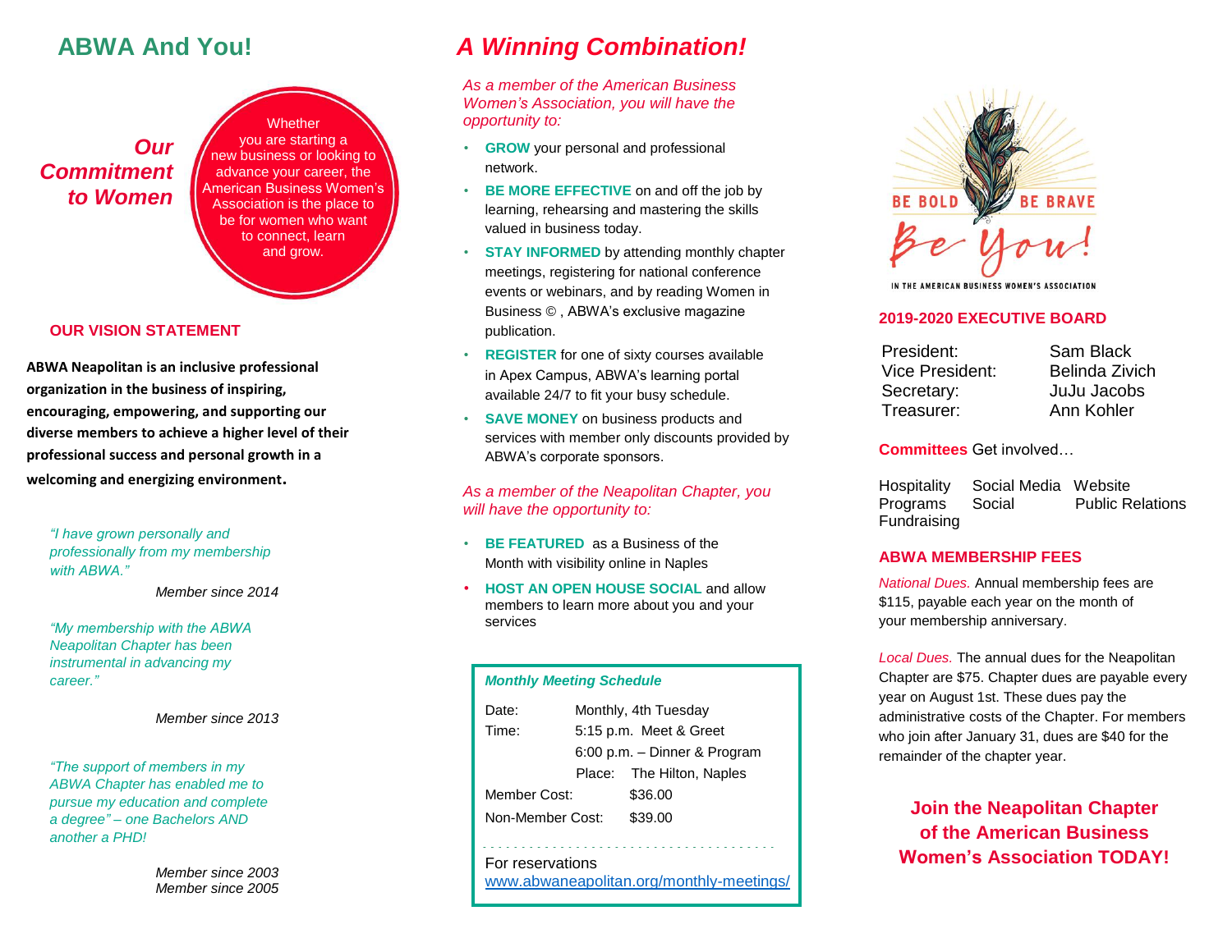## ABWA And You!

### *Our Commitment to Women*

Whether you are starting a new business or looking to advance your career, the American Business Women's Association is the place to be for women who want to connect, learn and grow.

### OUR VISION STATEMENT

**ABWA Neapolitan is an inclusive professional organization in the business of inspiring, encouraging, empowering, and supporting our diverse members to achieve a higher level of their professional success and personal growth in a welcoming and energizing environment.**

*"I have grown personally and professionally from my membership with ABWA."*

*Member since 2014*

*"My membership with the ABWA Neapolitan Chapter has been instrumental in advancing my career."*

*Member since 2013*

*"The support of members in my ABWA Chapter has enabled me to pursue my education and complete a degree" – one Bachelors AND another a PHD!*

*Member since 2003*
*Member since 2005*

## *A Winning Combination!*

*As a member of the American Business Women's Association, you will have the opportunity to:*

- **GROW** your personal and professional network.
- **BE MORE EFFECTIVE** on and off the job by learning, rehearsing and mastering the skills valued in business today.
- **STAY INFORMED** by attending monthly chapter meetings, registering for national conference events or webinars, and by reading Women in Business © , ABWA's exclusive magazine publication.
- **REGISTER** for one of sixty courses available in Apex Campus, ABWA's learning portal available 24/7 to fit your busy schedule.
- **SAVE MONEY** on business products and services with member only discounts provided by ABWA's corporate sponsors.

*As a member of the Neapolitan Chapter, you will have the opportunity to:*

- **BE FEATURED** as a Business of the Month with visibility online in Naples
- **HOST AN OPEN HOUSE SOCIAL** and allow members to learn more about you and your services

***Monthly Meeting Schedule***

| | |
|---|---|
| Date: | Monthly, 4th Tuesday |
| Time: | 5:15 p.m. Meet & Greet |
| | 6:00 p.m. – Dinner & Program |
| Place: | The Hilton, Naples |
| Member Cost: | $36.00 |
| Non-Member Cost: | $39.00 |

For reservations
www.abwaneapolitan.org/monthly-meetings/

BE BOLD BE BRAVE *Be You!* IN THE AMERICAN BUSINESS WOMEN'S ASSOCIATION

### 2019-2020 EXECUTIVE BOARD

| | |
|---|---|
| President: | Sam Black |
| Vice President: | Belinda Zivich |
| Secretary: | JuJu Jacobs |
| Treasurer: | Ann Kohler |

**Committees** Get involved…

Hospitality, Social Media, Website, Programs, Social, Public Relations, Fundraising

### ABWA MEMBERSHIP FEES

*National Dues.* Annual membership fees are $115, payable each year on the month of your membership anniversary.

*Local Dues.* The annual dues for the Neapolitan Chapter are $75. Chapter dues are payable every year on August 1st. These dues pay the administrative costs of the Chapter. For members who join after January 31, dues are $40 for the remainder of the chapter year.

**Join the Neapolitan Chapter of the American Business Women's Association TODAY!**